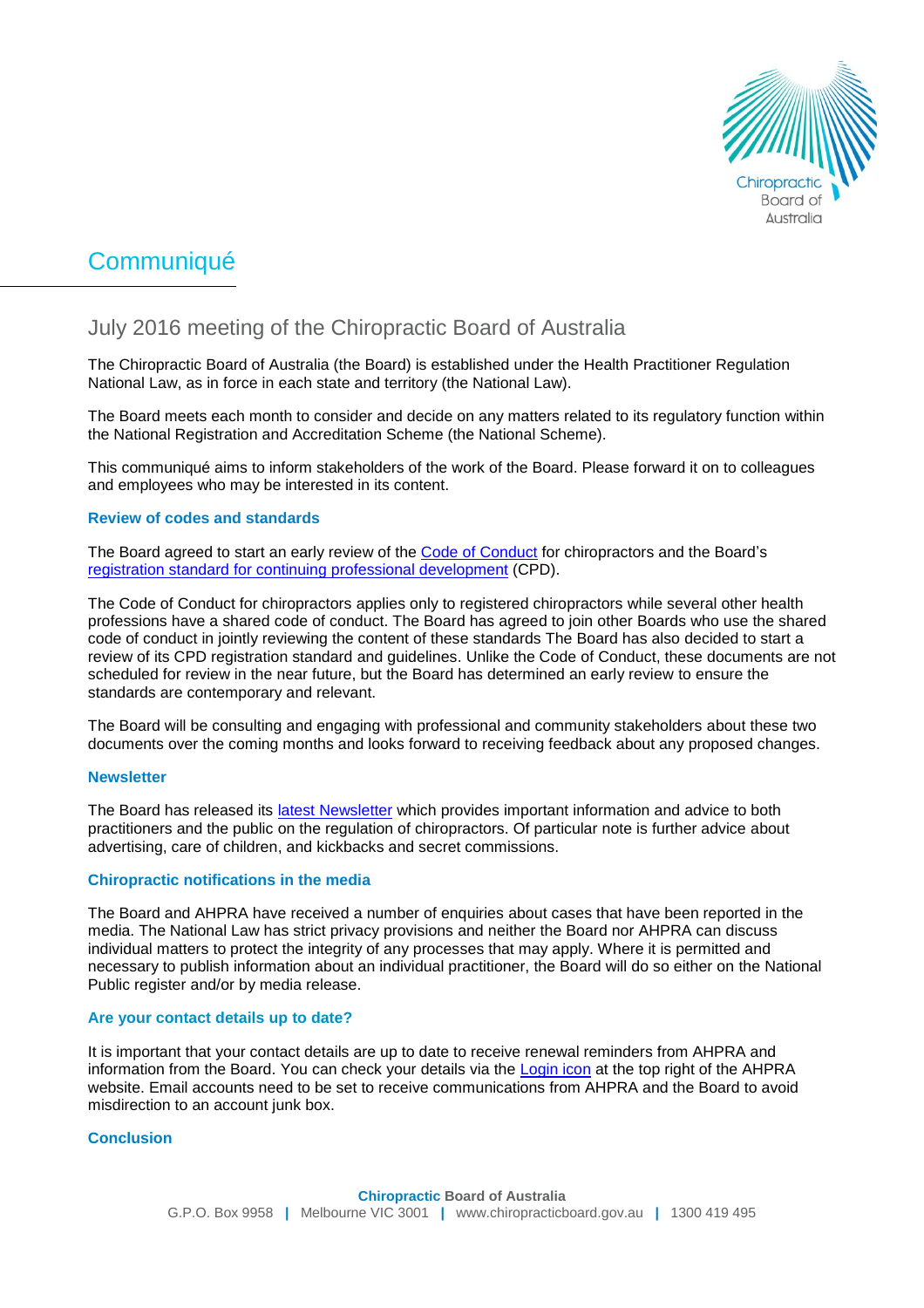# Communiqué

## July 2016 meeting of the Chiropractic Board of Australia

The Chiropractic Board of Australia (the Board) is established under the Health Practitioner Regulation National Law, as in force in each state and territory (the National Law).

The Board meets each month to consider and decide on any matters related to its regulatory function within the National Registration and Accreditation Scheme (the National Scheme).

This communiqué aims to inform stakeholders of the work of the Board. Please forward it on to colleagues and employees who may be interested in its content.

### Review of codes and standards

The Board agreed to start an early review of the Code of Conduct for chiropractors and the Board's registration standard for continuing professional development (CPD).

The Code of Conduct for chiropractors applies only to registered chiropractors while several other health professions have a shared code of conduct. The Board has agreed to join other Boards who use the shared code of conduct in jointly reviewing the content of these standards The Board has also decided to start a review of its CPD registration standard and guidelines. Unlike the Code of Conduct, these documents are not scheduled for review in the near future, but the Board has determined an early review to ensure the standards are contemporary and relevant.

The Board will be consulting and engaging with professional and community stakeholders about these two documents over the coming months and looks forward to receiving feedback about any proposed changes.

### Newsletter

The Board has released its latest Newsletter which provides important information and advice to both practitioners and the public on the regulation of chiropractors. Of particular note is further advice about advertising, care of children, and kickbacks and secret commissions.

### Chiropractic notifications in the media

The Board and AHPRA have received a number of enquiries about cases that have been reported in the media. The National Law has strict privacy provisions and neither the Board nor AHPRA can discuss individual matters to protect the integrity of any processes that may apply. Where it is permitted and necessary to publish information about an individual practitioner, the Board will do so either on the National Public register and/or by media release.

### Are your contact details up to date?

It is important that your contact details are up to date to receive renewal reminders from AHPRA and information from the Board. You can check your details via the Login icon at the top right of the AHPRA website. Email accounts need to be set to receive communications from AHPRA and the Board to avoid misdirection to an account junk box.

### Conclusion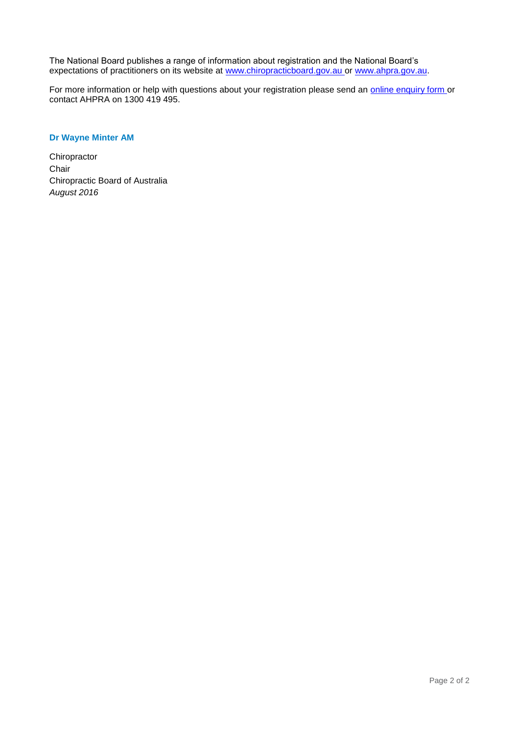The National Board publishes a range of information about registration and the National Board's expectations of practitioners on its website at www.chiropracticboard.gov.au or www.ahpra.gov.au.

For more information or help with questions about your registration please send an online enquiry form or contact AHPRA on 1300 419 495.

**Dr Wayne Minter AM**

Chiropractor
Chair
Chiropractic Board of Australia
*August 2016*